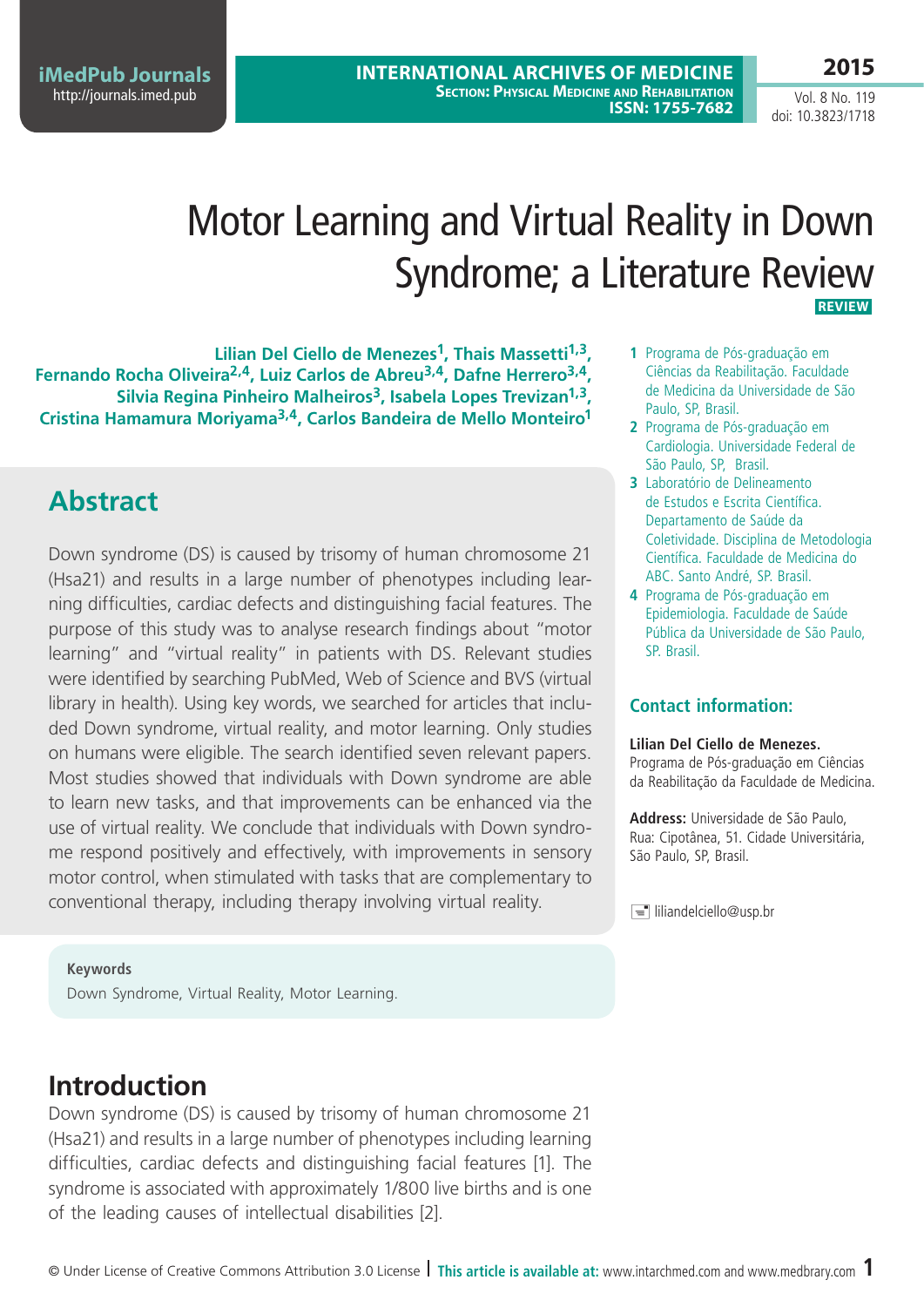# Motor Learning and Virtual Reality in Down Syndrome; a Literature Review

**REVIEW**

**Lilian Del Ciello de Menezes[1], Thais Massetti[1,3], Fernando Rocha Oliveira[2,4], Luiz Carlos de Abreu[3,4], Dafne Herrero[3,4], Silvia Regina Pinheiro Malheiros[3], Isabela Lopes Trevizan[1,3], Cristina Hamamura Moriyama[3,4], Carlos Bandeira de Mello Monteiro[1]**

1 Programa de Pós-graduação em Ciências da Reabilitação. Faculdade de Medicina da Universidade de São Paulo, SP, Brasil.
2 Programa de Pós-graduação em Cardiologia. Universidade Federal de São Paulo, SP, Brasil.
3 Laboratório de Delineamento de Estudos e Escrita Científica. Departamento de Saúde da Coletividade. Disciplina de Metodologia Científica. Faculdade de Medicina do ABC. Santo André, SP. Brasil.
4 Programa de Pós-graduação em Epidemiologia. Faculdade de Saúde Pública da Universidade de São Paulo, SP. Brasil.

### Contact information:

**Lilian Del Ciello de Menezes.**
Programa de Pós-graduação em Ciências da Reabilitação da Faculdade de Medicina.

**Address:** Universidade de São Paulo, Rua: Cipotânea, 51. Cidade Universitária, São Paulo, SP, Brasil.

liliandelciello@usp.br

## Abstract

Down syndrome (DS) is caused by trisomy of human chromosome 21 (Hsa21) and results in a large number of phenotypes including learning difficulties, cardiac defects and distinguishing facial features. The purpose of this study was to analyse research findings about "motor learning" and "virtual reality" in patients with DS. Relevant studies were identified by searching PubMed, Web of Science and BVS (virtual library in health). Using key words, we searched for articles that included Down syndrome, virtual reality, and motor learning. Only studies on humans were eligible. The search identified seven relevant papers. Most studies showed that individuals with Down syndrome are able to learn new tasks, and that improvements can be enhanced via the use of virtual reality. We conclude that individuals with Down syndrome respond positively and effectively, with improvements in sensory motor control, when stimulated with tasks that are complementary to conventional therapy, including therapy involving virtual reality.

**Keywords**
Down Syndrome, Virtual Reality, Motor Learning.

## Introduction

Down syndrome (DS) is caused by trisomy of human chromosome 21 (Hsa21) and results in a large number of phenotypes including learning difficulties, cardiac defects and distinguishing facial features [1]. The syndrome is associated with approximately 1/800 live births and is one of the leading causes of intellectual disabilities [2].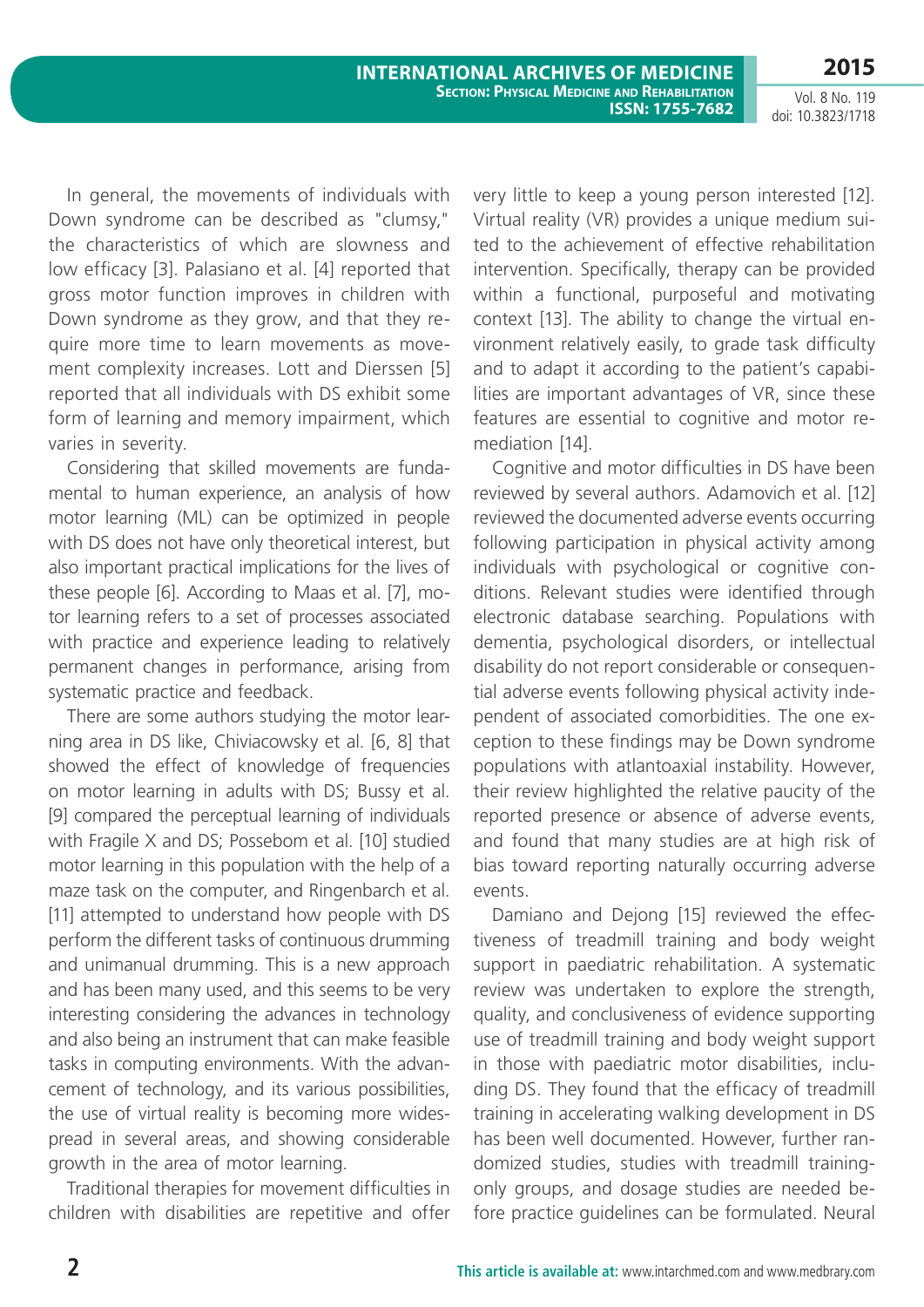In general, the movements of individuals with Down syndrome can be described as "clumsy," the characteristics of which are slowness and low efficacy [3]. Palasiano et al. [4] reported that gross motor function improves in children with Down syndrome as they grow, and that they require more time to learn movements as movement complexity increases. Lott and Dierssen [5] reported that all individuals with DS exhibit some form of learning and memory impairment, which varies in severity.

Considering that skilled movements are fundamental to human experience, an analysis of how motor learning (ML) can be optimized in people with DS does not have only theoretical interest, but also important practical implications for the lives of these people [6]. According to Maas et al. [7], motor learning refers to a set of processes associated with practice and experience leading to relatively permanent changes in performance, arising from systematic practice and feedback.

There are some authors studying the motor learning area in DS like, Chiviacowsky et al. [6, 8] that showed the effect of knowledge of frequencies on motor learning in adults with DS; Bussy et al. [9] compared the perceptual learning of individuals with Fragile X and DS; Possebom et al. [10] studied motor learning in this population with the help of a maze task on the computer, and Ringenbarch et al. [11] attempted to understand how people with DS perform the different tasks of continuous drumming and unimanual drumming. This is a new approach and has been many used, and this seems to be very interesting considering the advances in technology and also being an instrument that can make feasible tasks in computing environments. With the advancement of technology, and its various possibilities, the use of virtual reality is becoming more widespread in several areas, and showing considerable growth in the area of motor learning.

Traditional therapies for movement difficulties in children with disabilities are repetitive and offer very little to keep a young person interested [12]. Virtual reality (VR) provides a unique medium suited to the achievement of effective rehabilitation intervention. Specifically, therapy can be provided within a functional, purposeful and motivating context [13]. The ability to change the virtual environment relatively easily, to grade task difficulty and to adapt it according to the patient's capabilities are important advantages of VR, since these features are essential to cognitive and motor remediation [14].

Cognitive and motor difficulties in DS have been reviewed by several authors. Adamovich et al. [12] reviewed the documented adverse events occurring following participation in physical activity among individuals with psychological or cognitive conditions. Relevant studies were identified through electronic database searching. Populations with dementia, psychological disorders, or intellectual disability do not report considerable or consequential adverse events following physical activity independent of associated comorbidities. The one exception to these findings may be Down syndrome populations with atlantoaxial instability. However, their review highlighted the relative paucity of the reported presence or absence of adverse events, and found that many studies are at high risk of bias toward reporting naturally occurring adverse events.

Damiano and Dejong [15] reviewed the effectiveness of treadmill training and body weight support in paediatric rehabilitation. A systematic review was undertaken to explore the strength, quality, and conclusiveness of evidence supporting use of treadmill training and body weight support in those with paediatric motor disabilities, including DS. They found that the efficacy of treadmill training in accelerating walking development in DS has been well documented. However, further randomized studies, studies with treadmill training-only groups, and dosage studies are needed before practice guidelines can be formulated. Neural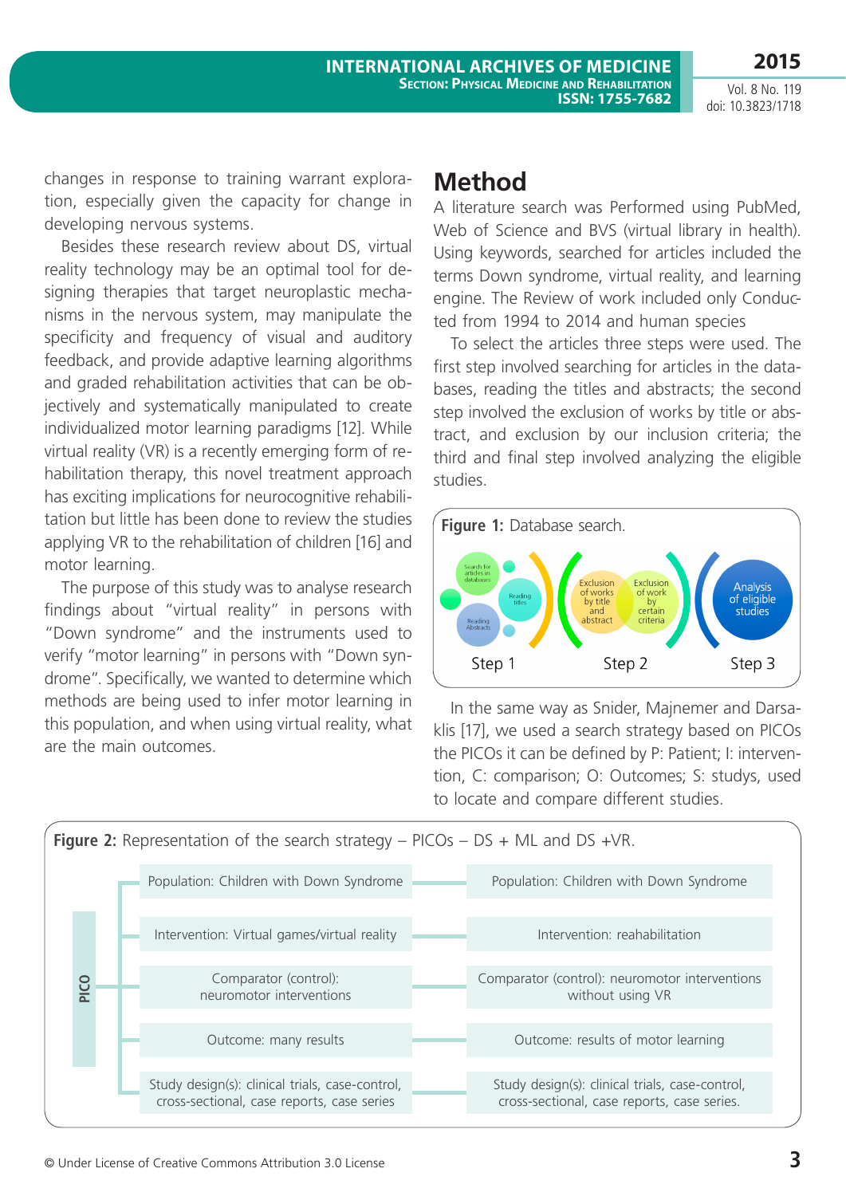changes in response to training warrant exploration, especially given the capacity for change in developing nervous systems.

Besides these research review about DS, virtual reality technology may be an optimal tool for designing therapies that target neuroplastic mechanisms in the nervous system, may manipulate the specificity and frequency of visual and auditory feedback, and provide adaptive learning algorithms and graded rehabilitation activities that can be objectively and systematically manipulated to create individualized motor learning paradigms [12]. While virtual reality (VR) is a recently emerging form of rehabilitation therapy, this novel treatment approach has exciting implications for neurocognitive rehabilitation but little has been done to review the studies applying VR to the rehabilitation of children [16] and motor learning.

The purpose of this study was to analyse research findings about "virtual reality" in persons with "Down syndrome" and the instruments used to verify "motor learning" in persons with "Down syndrome". Specifically, we wanted to determine which methods are being used to infer motor learning in this population, and when using virtual reality, what are the main outcomes.

# Method

A literature search was Performed using PubMed, Web of Science and BVS (virtual library in health). Using keywords, searched for articles included the terms Down syndrome, virtual reality, and learning engine. The Review of work included only Conducted from 1994 to 2014 and human species

To select the articles three steps were used. The first step involved searching for articles in the databases, reading the titles and abstracts; the second step involved the exclusion of works by title or abstract, and exclusion by our inclusion criteria; the third and final step involved analyzing the eligible studies.

**Figure 1:** Database search.

| Step 1 | Step 2 | Step 3 |
|---|---|---|
| Search for articles in databases; Reading titles; Reading Abstracts | Exclusion of works by title and abstract; Exclusion of work by certain criteria | Analysis of eligible studies |

In the same way as Snider, Majnemer and Darsaklis [17], we used a search strategy based on PICOs the PICOs it can be defined by P: Patient; I: intervention, C: comparison; O: Outcomes; S: studys, used to locate and compare different studies.

**Figure 2:** Representation of the search strategy – PICOs – DS + ML and DS +VR.

| PICO | DS + VR | DS + ML |
|---|---|---|
| Population | Population: Children with Down Syndrome | Population: Children with Down Syndrome |
| Intervention | Intervention: Virtual games/virtual reality | Intervention: reahabilitation |
| Comparator | Comparator (control): neuromotor interventions | Comparator (control): neuromotor interventions without using VR |
| Outcome | Outcome: many results | Outcome: results of motor learning |
| Study design | Study design(s): clinical trials, case-control, cross-sectional, case reports, case series | Study design(s): clinical trials, case-control, cross-sectional, case reports, case series. |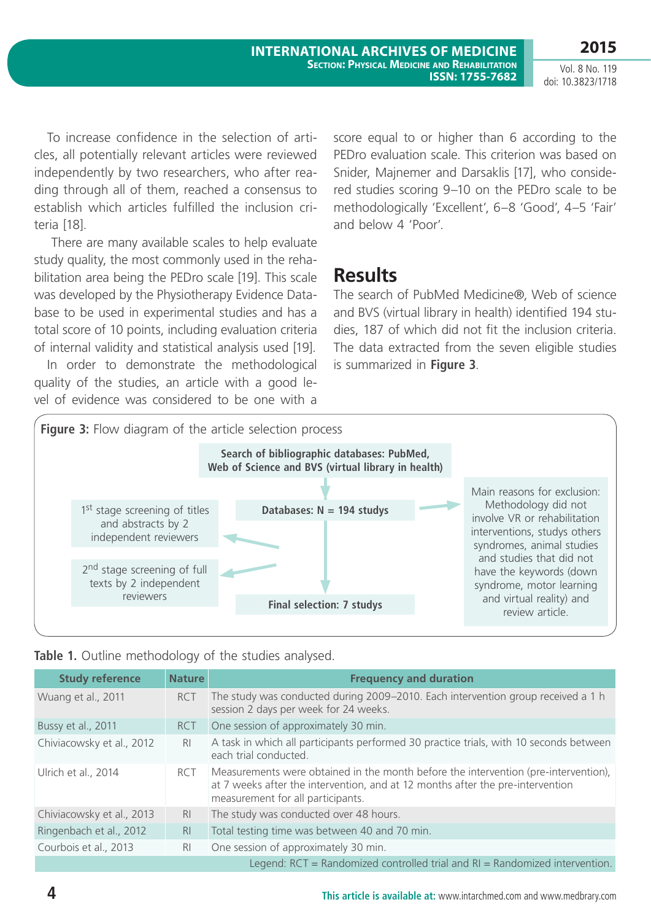To increase confidence in the selection of articles, all potentially relevant articles were reviewed independently by two researchers, who after reading through all of them, reached a consensus to establish which articles fulfilled the inclusion criteria [18].

There are many available scales to help evaluate study quality, the most commonly used in the rehabilitation area being the PEDro scale [19]. This scale was developed by the Physiotherapy Evidence Database to be used in experimental studies and has a total score of 10 points, including evaluation criteria of internal validity and statistical analysis used [19].

In order to demonstrate the methodological quality of the studies, an article with a good level of evidence was considered to be one with a score equal to or higher than 6 according to the PEDro evaluation scale. This criterion was based on Snider, Majnemer and Darsaklis [17], who considered studies scoring 9–10 on the PEDro scale to be methodologically 'Excellent', 6–8 'Good', 4–5 'Fair' and below 4 'Poor'.

## Results

The search of PubMed Medicine®, Web of science and BVS (virtual library in health) identified 194 studies, 187 of which did not fit the inclusion criteria. The data extracted from the seven eligible studies is summarized in **Figure 3**.

**Figure 3:** Flow diagram of the article selection process

**Search of bibliographic databases: PubMed, Web of Science and BVS (virtual library in health)**

**Databases: N = 194 studys**

1st stage screening of titles and abstracts by 2 independent reviewers

2nd stage screening of full texts by 2 independent reviewers

Main reasons for exclusion: Methodology did not involve VR or rehabilitation interventions, studys others syndromes, animal studies and studies that did not have the keywords (down syndrome, motor learning and virtual reality) and review article.

**Final selection: 7 studys**

**Table 1.** Outline methodology of the studies analysed.

| Study reference | Nature | Frequency and duration |
|---|---|---|
| Wuang et al., 2011 | RCT | The study was conducted during 2009–2010. Each intervention group received a 1 h session 2 days per week for 24 weeks. |
| Bussy et al., 2011 | RCT | One session of approximately 30 min. |
| Chiviacowsky et al., 2012 | RI | A task in which all participants performed 30 practice trials, with 10 seconds between each trial conducted. |
| Ulrich et al., 2014 | RCT | Measurements were obtained in the month before the intervention (pre-intervention), at 7 weeks after the intervention, and at 12 months after the pre-intervention measurement for all participants. |
| Chiviacowsky et al., 2013 | RI | The study was conducted over 48 hours. |
| Ringenbach et al., 2012 | RI | Total testing time was between 40 and 70 min. |
| Courbois et al., 2013 | RI | One session of approximately 30 min. |

Legend: RCT = Randomized controlled trial and RI = Randomized intervention.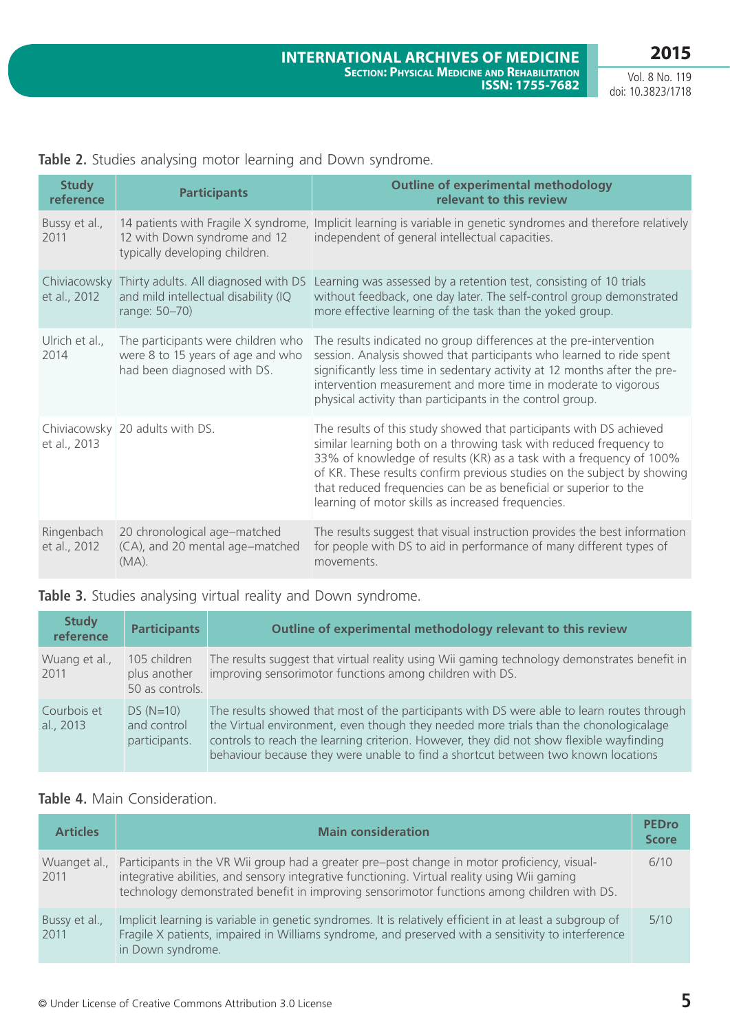**Table 2.** Studies analysing motor learning and Down syndrome.

| Study reference | Participants | Outline of experimental methodology relevant to this review |
|---|---|---|
| Bussy et al., 2011 | 14 patients with Fragile X syndrome, 12 with Down syndrome and 12 typically developing children. | Implicit learning is variable in genetic syndromes and therefore relatively independent of general intellectual capacities. |
| Chiviacowsky et al., 2012 | Thirty adults. All diagnosed with DS and mild intellectual disability (IQ range: 50–70) | Learning was assessed by a retention test, consisting of 10 trials without feedback, one day later. The self-control group demonstrated more effective learning of the task than the yoked group. |
| Ulrich et al., 2014 | The participants were children who were 8 to 15 years of age and who had been diagnosed with DS. | The results indicated no group differences at the pre-intervention session. Analysis showed that participants who learned to ride spent significantly less time in sedentary activity at 12 months after the pre-intervention measurement and more time in moderate to vigorous physical activity than participants in the control group. |
| Chiviacowsky et al., 2013 | 20 adults with DS. | The results of this study showed that participants with DS achieved similar learning both on a throwing task with reduced frequency to 33% of knowledge of results (KR) as a task with a frequency of 100% of KR. These results confirm previous studies on the subject by showing that reduced frequencies can be as beneficial or superior to the learning of motor skills as increased frequencies. |
| Ringenbach et al., 2012 | 20 chronological age–matched (CA), and 20 mental age–matched (MA). | The results suggest that visual instruction provides the best information for people with DS to aid in performance of many different types of movements. |

**Table 3.** Studies analysing virtual reality and Down syndrome.

| Study reference | Participants | Outline of experimental methodology relevant to this review |
|---|---|---|
| Wuang et al., 2011 | 105 children plus another 50 as controls. | The results suggest that virtual reality using Wii gaming technology demonstrates benefit in improving sensorimotor functions among children with DS. |
| Courbois et al., 2013 | DS (N=10) and control participants. | The results showed that most of the participants with DS were able to learn routes through the Virtual environment, even though they needed more trials than the chonologicalage controls to reach the learning criterion. However, they did not show flexible wayfinding behaviour because they were unable to find a shortcut between two known locations |

**Table 4.** Main Consideration.

| Articles | Main consideration | PEDro Score |
|---|---|---|
| Wuanget al., 2011 | Participants in the VR Wii group had a greater pre–post change in motor proficiency, visual-integrative abilities, and sensory integrative functioning. Virtual reality using Wii gaming technology demonstrated benefit in improving sensorimotor functions among children with DS. | 6/10 |
| Bussy et al., 2011 | Implicit learning is variable in genetic syndromes. It is relatively efficient in at least a subgroup of Fragile X patients, impaired in Williams syndrome, and preserved with a sensitivity to interference in Down syndrome. | 5/10 |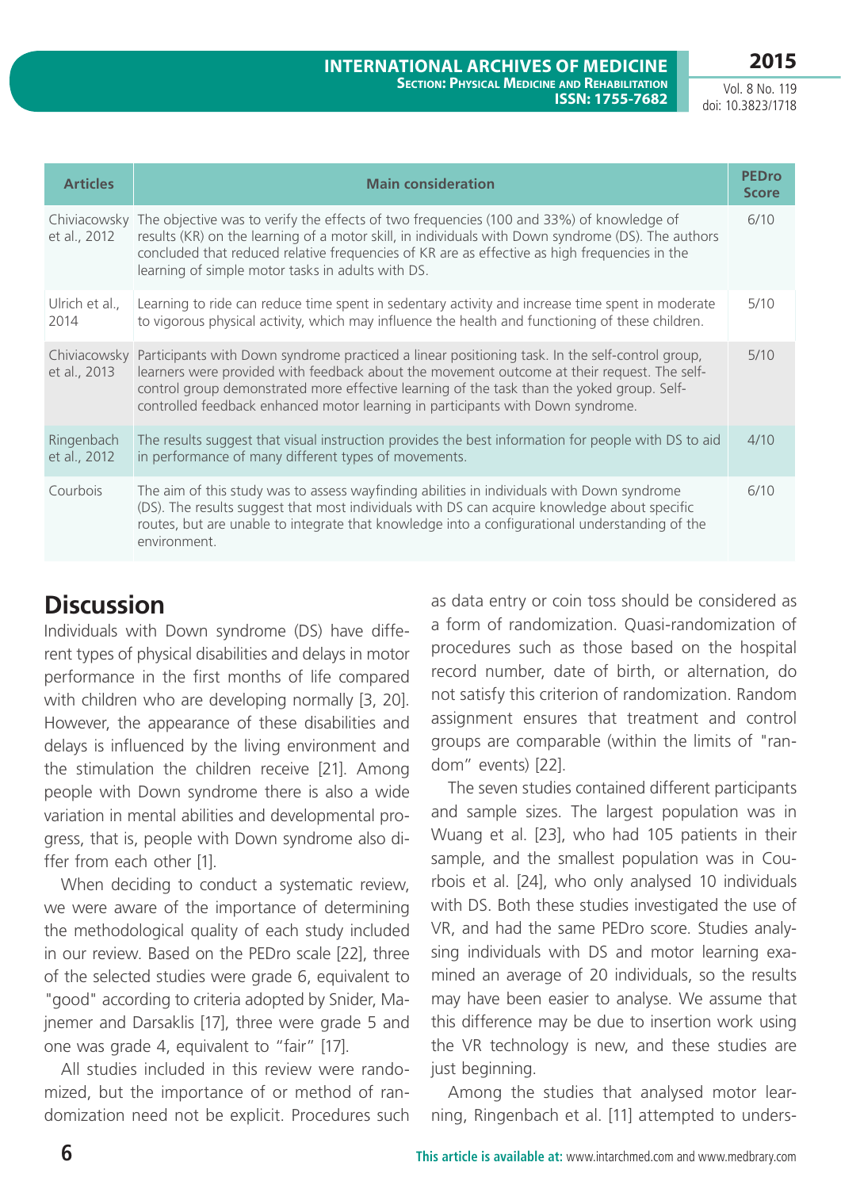| Articles | Main consideration | PEDro Score |
|---|---|---|
| Chiviacowsky et al., 2012 | The objective was to verify the effects of two frequencies (100 and 33%) of knowledge of results (KR) on the learning of a motor skill, in individuals with Down syndrome (DS). The authors concluded that reduced relative frequencies of KR are as effective as high frequencies in the learning of simple motor tasks in adults with DS. | 6/10 |
| Ulrich et al., 2014 | Learning to ride can reduce time spent in sedentary activity and increase time spent in moderate to vigorous physical activity, which may influence the health and functioning of these children. | 5/10 |
| Chiviacowsky et al., 2013 | Participants with Down syndrome practiced a linear positioning task. In the self-control group, learners were provided with feedback about the movement outcome at their request. The self-control group demonstrated more effective learning of the task than the yoked group. Self-controlled feedback enhanced motor learning in participants with Down syndrome. | 5/10 |
| Ringenbach et al., 2012 | The results suggest that visual instruction provides the best information for people with DS to aid in performance of many different types of movements. | 4/10 |
| Courbois | The aim of this study was to assess wayfinding abilities in individuals with Down syndrome (DS). The results suggest that most individuals with DS can acquire knowledge about specific routes, but are unable to integrate that knowledge into a configurational understanding of the environment. | 6/10 |

## Discussion

Individuals with Down syndrome (DS) have different types of physical disabilities and delays in motor performance in the first months of life compared with children who are developing normally [3, 20]. However, the appearance of these disabilities and delays is influenced by the living environment and the stimulation the children receive [21]. Among people with Down syndrome there is also a wide variation in mental abilities and developmental progress, that is, people with Down syndrome also differ from each other [1].

When deciding to conduct a systematic review, we were aware of the importance of determining the methodological quality of each study included in our review. Based on the PEDro scale [22], three of the selected studies were grade 6, equivalent to "good" according to criteria adopted by Snider, Majnemer and Darsaklis [17], three were grade 5 and one was grade 4, equivalent to "fair" [17].

All studies included in this review were randomized, but the importance of or method of randomization need not be explicit. Procedures such as data entry or coin toss should be considered as a form of randomization. Quasi-randomization of procedures such as those based on the hospital record number, date of birth, or alternation, do not satisfy this criterion of randomization. Random assignment ensures that treatment and control groups are comparable (within the limits of "random" events) [22].

The seven studies contained different participants and sample sizes. The largest population was in Wuang et al. [23], who had 105 patients in their sample, and the smallest population was in Courbois et al. [24], who only analysed 10 individuals with DS. Both these studies investigated the use of VR, and had the same PEDro score. Studies analysing individuals with DS and motor learning examined an average of 20 individuals, so the results may have been easier to analyse. We assume that this difference may be due to insertion work using the VR technology is new, and these studies are just beginning.

Among the studies that analysed motor learning, Ringenbach et al. [11] attempted to unders-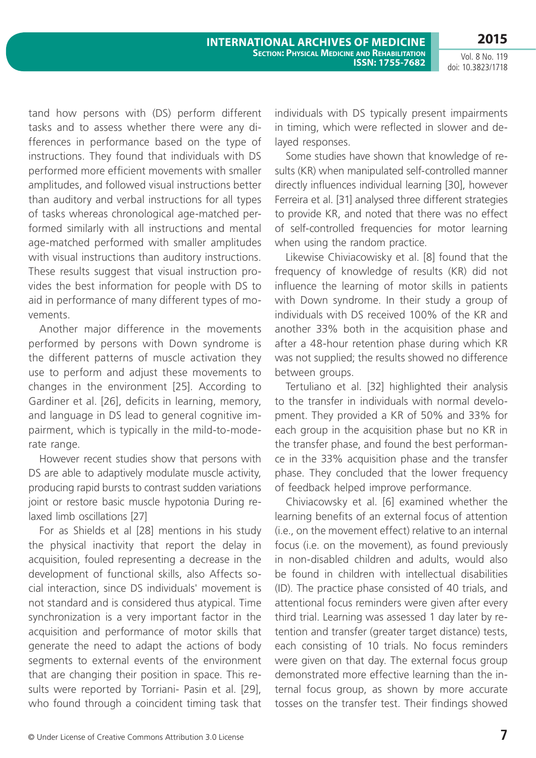tand how persons with (DS) perform different tasks and to assess whether there were any differences in performance based on the type of instructions. They found that individuals with DS performed more efficient movements with smaller amplitudes, and followed visual instructions better than auditory and verbal instructions for all types of tasks whereas chronological age-matched performed similarly with all instructions and mental age-matched performed with smaller amplitudes with visual instructions than auditory instructions. These results suggest that visual instruction provides the best information for people with DS to aid in performance of many different types of movements.

Another major difference in the movements performed by persons with Down syndrome is the different patterns of muscle activation they use to perform and adjust these movements to changes in the environment [25]. According to Gardiner et al. [26], deficits in learning, memory, and language in DS lead to general cognitive impairment, which is typically in the mild-to-moderate range.

However recent studies show that persons with DS are able to adaptively modulate muscle activity, producing rapid bursts to contrast sudden variations joint or restore basic muscle hypotonia During relaxed limb oscillations [27]

For as Shields et al [28] mentions in his study the physical inactivity that report the delay in acquisition, fouled representing a decrease in the development of functional skills, also Affects social interaction, since DS individuals' movement is not standard and is considered thus atypical. Time synchronization is a very important factor in the acquisition and performance of motor skills that generate the need to adapt the actions of body segments to external events of the environment that are changing their position in space. This results were reported by Torriani- Pasin et al. [29], who found through a coincident timing task that individuals with DS typically present impairments in timing, which were reflected in slower and delayed responses.

Some studies have shown that knowledge of results (KR) when manipulated self-controlled manner directly influences individual learning [30], however Ferreira et al. [31] analysed three different strategies to provide KR, and noted that there was no effect of self-controlled frequencies for motor learning when using the random practice.

Likewise Chiviacowsky et al. [8] found that the frequency of knowledge of results (KR) did not influence the learning of motor skills in patients with Down syndrome. In their study a group of individuals with DS received 100% of the KR and another 33% both in the acquisition phase and after a 48-hour retention phase during which KR was not supplied; the results showed no difference between groups.

Tertuliano et al. [32] highlighted their analysis to the transfer in individuals with normal development. They provided a KR of 50% and 33% for each group in the acquisition phase but no KR in the transfer phase, and found the best performance in the 33% acquisition phase and the transfer phase. They concluded that the lower frequency of feedback helped improve performance.

Chiviacowsky et al. [6] examined whether the learning benefits of an external focus of attention (i.e., on the movement effect) relative to an internal focus (i.e. on the movement), as found previously in non-disabled children and adults, would also be found in children with intellectual disabilities (ID). The practice phase consisted of 40 trials, and attentional focus reminders were given after every third trial. Learning was assessed 1 day later by retention and transfer (greater target distance) tests, each consisting of 10 trials. No focus reminders were given on that day. The external focus group demonstrated more effective learning than the internal focus group, as shown by more accurate tosses on the transfer test. Their findings showed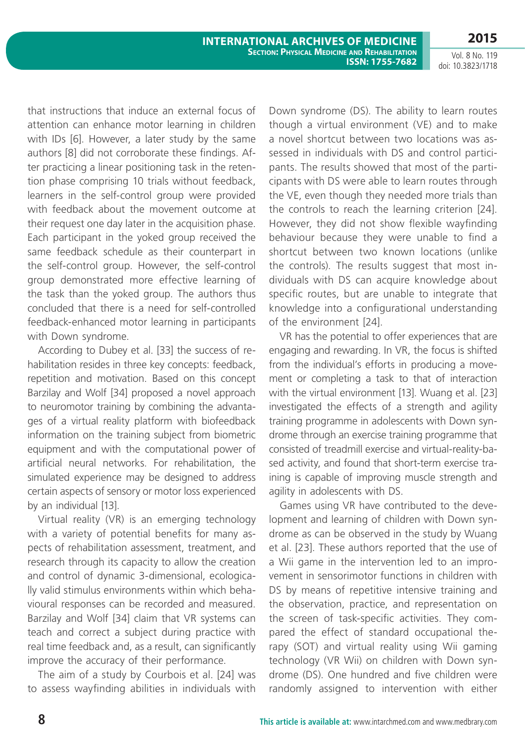that instructions that induce an external focus of attention can enhance motor learning in children with IDs [6]. However, a later study by the same authors [8] did not corroborate these findings. After practicing a linear positioning task in the retention phase comprising 10 trials without feedback, learners in the self-control group were provided with feedback about the movement outcome at their request one day later in the acquisition phase. Each participant in the yoked group received the same feedback schedule as their counterpart in the self-control group. However, the self-control group demonstrated more effective learning of the task than the yoked group. The authors thus concluded that there is a need for self-controlled feedback-enhanced motor learning in participants with Down syndrome.

According to Dubey et al. [33] the success of rehabilitation resides in three key concepts: feedback, repetition and motivation. Based on this concept Barzilay and Wolf [34] proposed a novel approach to neuromotor training by combining the advantages of a virtual reality platform with biofeedback information on the training subject from biometric equipment and with the computational power of artificial neural networks. For rehabilitation, the simulated experience may be designed to address certain aspects of sensory or motor loss experienced by an individual [13].

Virtual reality (VR) is an emerging technology with a variety of potential benefits for many aspects of rehabilitation assessment, treatment, and research through its capacity to allow the creation and control of dynamic 3-dimensional, ecologically valid stimulus environments within which behavioural responses can be recorded and measured. Barzilay and Wolf [34] claim that VR systems can teach and correct a subject during practice with real time feedback and, as a result, can significantly improve the accuracy of their performance.

The aim of a study by Courbois et al. [24] was to assess wayfinding abilities in individuals with Down syndrome (DS). The ability to learn routes though a virtual environment (VE) and to make a novel shortcut between two locations was assessed in individuals with DS and control participants. The results showed that most of the participants with DS were able to learn routes through the VE, even though they needed more trials than the controls to reach the learning criterion [24]. However, they did not show flexible wayfinding behaviour because they were unable to find a shortcut between two known locations (unlike the controls). The results suggest that most individuals with DS can acquire knowledge about specific routes, but are unable to integrate that knowledge into a configurational understanding of the environment [24].

VR has the potential to offer experiences that are engaging and rewarding. In VR, the focus is shifted from the individual's efforts in producing a movement or completing a task to that of interaction with the virtual environment [13]. Wuang et al. [23] investigated the effects of a strength and agility training programme in adolescents with Down syndrome through an exercise training programme that consisted of treadmill exercise and virtual-reality-based activity, and found that short-term exercise training is capable of improving muscle strength and agility in adolescents with DS.

Games using VR have contributed to the development and learning of children with Down syndrome as can be observed in the study by Wuang et al. [23]. These authors reported that the use of a Wii game in the intervention led to an improvement in sensorimotor functions in children with DS by means of repetitive intensive training and the observation, practice, and representation on the screen of task-specific activities. They compared the effect of standard occupational therapy (SOT) and virtual reality using Wii gaming technology (VR Wii) on children with Down syndrome (DS). One hundred and five children were randomly assigned to intervention with either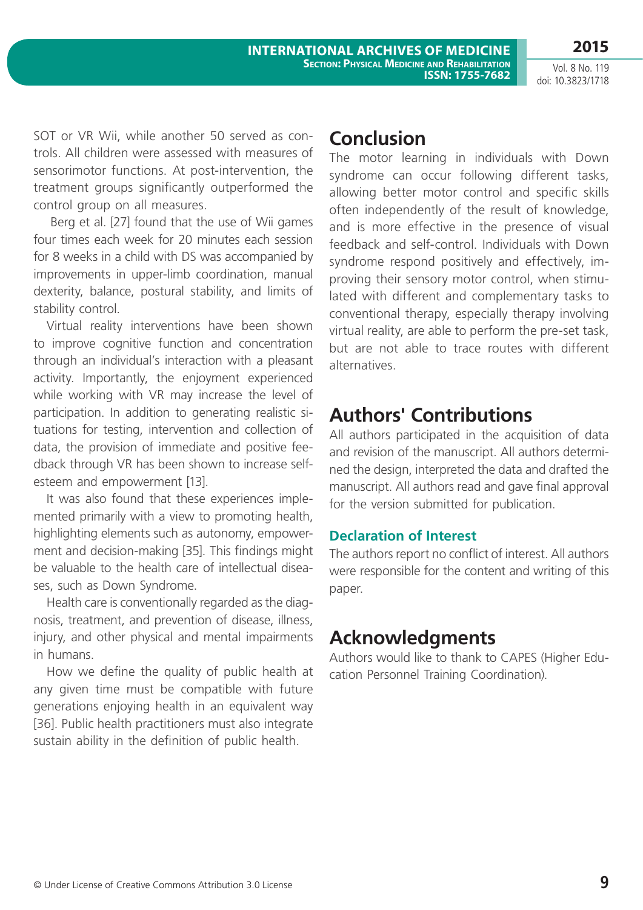SOT or VR Wii, while another 50 served as controls. All children were assessed with measures of sensorimotor functions. At post-intervention, the treatment groups significantly outperformed the control group on all measures.

Berg et al. [27] found that the use of Wii games four times each week for 20 minutes each session for 8 weeks in a child with DS was accompanied by improvements in upper-limb coordination, manual dexterity, balance, postural stability, and limits of stability control.

Virtual reality interventions have been shown to improve cognitive function and concentration through an individual's interaction with a pleasant activity. Importantly, the enjoyment experienced while working with VR may increase the level of participation. In addition to generating realistic situations for testing, intervention and collection of data, the provision of immediate and positive feedback through VR has been shown to increase self-esteem and empowerment [13].

It was also found that these experiences implemented primarily with a view to promoting health, highlighting elements such as autonomy, empowerment and decision-making [35]. This findings might be valuable to the health care of intellectual diseases, such as Down Syndrome.

Health care is conventionally regarded as the diagnosis, treatment, and prevention of disease, illness, injury, and other physical and mental impairments in humans.

How we define the quality of public health at any given time must be compatible with future generations enjoying health in an equivalent way [36]. Public health practitioners must also integrate sustain ability in the definition of public health.

## Conclusion

The motor learning in individuals with Down syndrome can occur following different tasks, allowing better motor control and specific skills often independently of the result of knowledge, and is more effective in the presence of visual feedback and self-control. Individuals with Down syndrome respond positively and effectively, improving their sensory motor control, when stimulated with different and complementary tasks to conventional therapy, especially therapy involving virtual reality, are able to perform the pre-set task, but are not able to trace routes with different alternatives.

## Authors' Contributions

All authors participated in the acquisition of data and revision of the manuscript. All authors determined the design, interpreted the data and drafted the manuscript. All authors read and gave final approval for the version submitted for publication.

### Declaration of Interest

The authors report no conflict of interest. All authors were responsible for the content and writing of this paper.

## Acknowledgments

Authors would like to thank to CAPES (Higher Education Personnel Training Coordination).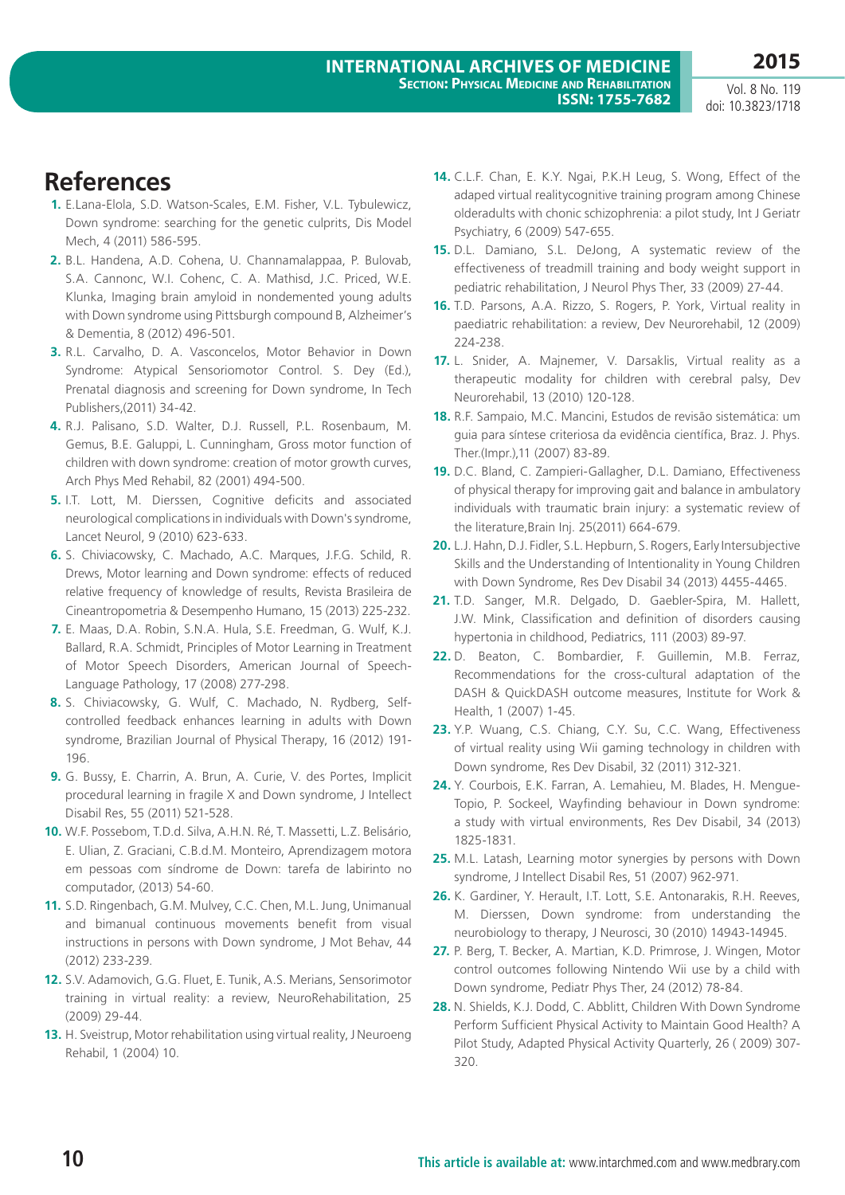# References

1. E.Lana-Elola, S.D. Watson-Scales, E.M. Fisher, V.L. Tybulewicz, Down syndrome: searching for the genetic culprits, Dis Model Mech, 4 (2011) 586-595.
2. B.L. Handena, A.D. Cohena, U. Channamalappaa, P. Bulovab, S.A. Cannonc, W.I. Cohenc, C. A. Mathisd, J.C. Priced, W.E. Klunka, Imaging brain amyloid in nondemented young adults with Down syndrome using Pittsburgh compound B, Alzheimer's & Dementia, 8 (2012) 496-501.
3. R.L. Carvalho, D. A. Vasconcelos, Motor Behavior in Down Syndrome: Atypical Sensoriomotor Control. S. Dey (Ed.), Prenatal diagnosis and screening for Down syndrome, In Tech Publishers,(2011) 34-42.
4. R.J. Palisano, S.D. Walter, D.J. Russell, P.L. Rosenbaum, M. Gemus, B.E. Galuppi, L. Cunningham, Gross motor function of children with down syndrome: creation of motor growth curves, Arch Phys Med Rehabil, 82 (2001) 494-500.
5. I.T. Lott, M. Dierssen, Cognitive deficits and associated neurological complications in individuals with Down's syndrome, Lancet Neurol, 9 (2010) 623-633.
6. S. Chiviacowsky, C. Machado, A.C. Marques, J.F.G. Schild, R. Drews, Motor learning and Down syndrome: effects of reduced relative frequency of knowledge of results, Revista Brasileira de Cineantropometria & Desempenho Humano, 15 (2013) 225-232.
7. E. Maas, D.A. Robin, S.N.A. Hula, S.E. Freedman, G. Wulf, K.J. Ballard, R.A. Schmidt, Principles of Motor Learning in Treatment of Motor Speech Disorders, American Journal of Speech-Language Pathology, 17 (2008) 277-298.
8. S. Chiviacowsky, G. Wulf, C. Machado, N. Rydberg, Self-controlled feedback enhances learning in adults with Down syndrome, Brazilian Journal of Physical Therapy, 16 (2012) 191-196.
9. G. Bussy, E. Charrin, A. Brun, A. Curie, V. des Portes, Implicit procedural learning in fragile X and Down syndrome, J Intellect Disabil Res, 55 (2011) 521-528.
10. W.F. Possebom, T.D.d. Silva, A.H.N. Ré, T. Massetti, L.Z. Belisário, E. Ulian, Z. Graciani, C.B.d.M. Monteiro, Aprendizagem motora em pessoas com síndrome de Down: tarefa de labirinto no computador, (2013) 54-60.
11. S.D. Ringenbach, G.M. Mulvey, C.C. Chen, M.L. Jung, Unimanual and bimanual continuous movements benefit from visual instructions in persons with Down syndrome, J Mot Behav, 44 (2012) 233-239.
12. S.V. Adamovich, G.G. Fluet, E. Tunik, A.S. Merians, Sensorimotor training in virtual reality: a review, NeuroRehabilitation, 25 (2009) 29-44.
13. H. Sveistrup, Motor rehabilitation using virtual reality, J Neuroeng Rehabil, 1 (2004) 10.
14. C.L.F. Chan, E. K.Y. Ngai, P.K.H Leug, S. Wong, Effect of the adaped virtual realitycognitive training program among Chinese olderadults with chonic schizophrenia: a pilot study, Int J Geriatr Psychiatry, 6 (2009) 547-655.
15. D.L. Damiano, S.L. DeJong, A systematic review of the effectiveness of treadmill training and body weight support in pediatric rehabilitation, J Neurol Phys Ther, 33 (2009) 27-44.
16. T.D. Parsons, A.A. Rizzo, S. Rogers, P. York, Virtual reality in paediatric rehabilitation: a review, Dev Neurorehabil, 12 (2009) 224-238.
17. L. Snider, A. Majnemer, V. Darsaklis, Virtual reality as a therapeutic modality for children with cerebral palsy, Dev Neurorehabil, 13 (2010) 120-128.
18. R.F. Sampaio, M.C. Mancini, Estudos de revisão sistemática: um guia para síntese criteriosa da evidência científica, Braz. J. Phys. Ther.(Impr.),11 (2007) 83-89.
19. D.C. Bland, C. Zampieri-Gallagher, D.L. Damiano, Effectiveness of physical therapy for improving gait and balance in ambulatory individuals with traumatic brain injury: a systematic review of the literature,Brain Inj. 25(2011) 664-679.
20. L.J. Hahn, D.J. Fidler, S.L. Hepburn, S. Rogers, Early Intersubjective Skills and the Understanding of Intentionality in Young Children with Down Syndrome, Res Dev Disabil 34 (2013) 4455-4465.
21. T.D. Sanger, M.R. Delgado, D. Gaebler-Spira, M. Hallett, J.W. Mink, Classification and definition of disorders causing hypertonia in childhood, Pediatrics, 111 (2003) 89-97.
22. D. Beaton, C. Bombardier, F. Guillemin, M.B. Ferraz, Recommendations for the cross-cultural adaptation of the DASH & QuickDASH outcome measures, Institute for Work & Health, 1 (2007) 1-45.
23. Y.P. Wuang, C.S. Chiang, C.Y. Su, C.C. Wang, Effectiveness of virtual reality using Wii gaming technology in children with Down syndrome, Res Dev Disabil, 32 (2011) 312-321.
24. Y. Courbois, E.K. Farran, A. Lemahieu, M. Blades, H. Mengue-Topio, P. Sockeel, Wayfinding behaviour in Down syndrome: a study with virtual environments, Res Dev Disabil, 34 (2013) 1825-1831.
25. M.L. Latash, Learning motor synergies by persons with Down syndrome, J Intellect Disabil Res, 51 (2007) 962-971.
26. K. Gardiner, Y. Herault, I.T. Lott, S.E. Antonarakis, R.H. Reeves, M. Dierssen, Down syndrome: from understanding the neurobiology to therapy, J Neurosci, 30 (2010) 14943-14945.
27. P. Berg, T. Becker, A. Martian, K.D. Primrose, J. Wingen, Motor control outcomes following Nintendo Wii use by a child with Down syndrome, Pediatr Phys Ther, 24 (2012) 78-84.
28. N. Shields, K.J. Dodd, C. Abblitt, Children With Down Syndrome Perform Sufficient Physical Activity to Maintain Good Health? A Pilot Study, Adapted Physical Activity Quarterly, 26 ( 2009) 307-320.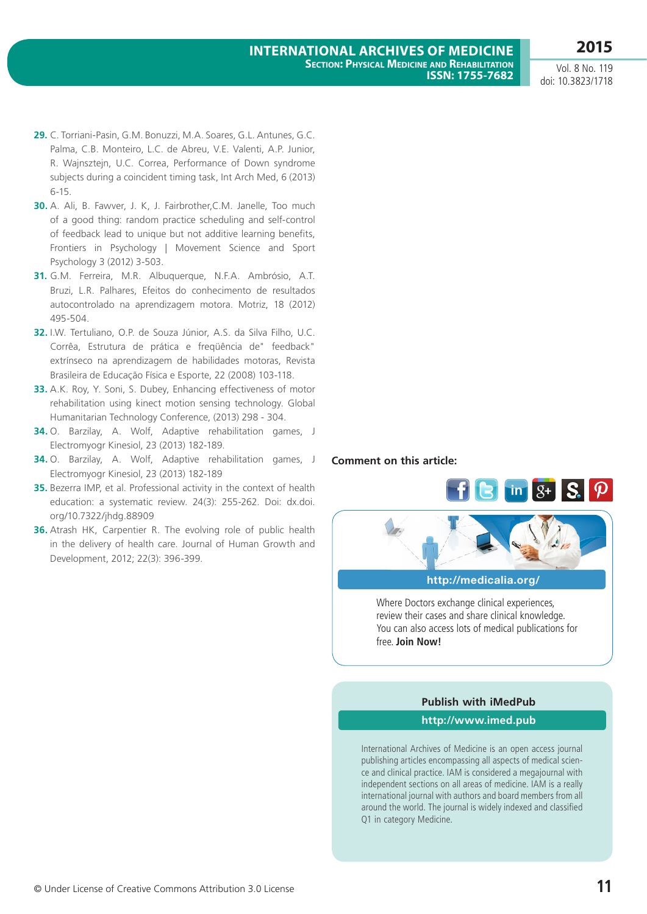29. C. Torriani-Pasin, G.M. Bonuzzi, M.A. Soares, G.L. Antunes, G.C. Palma, C.B. Monteiro, L.C. de Abreu, V.E. Valenti, A.P. Junior, R. Wajnsztejn, U.C. Correa, Performance of Down syndrome subjects during a coincident timing task, Int Arch Med, 6 (2013) 6-15.
30. A. Ali, B. Fawver, J. K, J. Fairbrother,C.M. Janelle, Too much of a good thing: random practice scheduling and self-control of feedback lead to unique but not additive learning benefits, Frontiers in Psychology | Movement Science and Sport Psychology 3 (2012) 3-503.
31. G.M. Ferreira, M.R. Albuquerque, N.F.A. Ambrósio, A.T. Bruzi, L.R. Palhares, Efeitos do conhecimento de resultados autocontrolado na aprendizagem motora. Motriz, 18 (2012) 495-504.
32. I.W. Tertuliano, O.P. de Souza Júnior, A.S. da Silva Filho, U.C. Corrêa, Estrutura de prática e freqüência de" feedback" extrínseco na aprendizagem de habilidades motoras, Revista Brasileira de Educação Física e Esporte, 22 (2008) 103-118.
33. A.K. Roy, Y. Soni, S. Dubey, Enhancing effectiveness of motor rehabilitation using kinect motion sensing technology. Global Humanitarian Technology Conference, (2013) 298 - 304.
34. O. Barzilay, A. Wolf, Adaptive rehabilitation games, J Electromyogr Kinesiol, 23 (2013) 182-189.
34. O. Barzilay, A. Wolf, Adaptive rehabilitation games, J Electromyogr Kinesiol, 23 (2013) 182-189
35. Bezerra IMP, et al. Professional activity in the context of health education: a systematic review. 24(3): 255-262. Doi: dx.doi.org/10.7322/jhdg.88909
36. Atrash HK, Carpentier R. The evolving role of public health in the delivery of health care. Journal of Human Growth and Development, 2012; 22(3): 396-399.

**Comment on this article:**

**http://medicalia.org/**

Where Doctors exchange clinical experiences, review their cases and share clinical knowledge. You can also access lots of medical publications for free. **Join Now!**

**Publish with iMedPub**

**http://www.imed.pub**

International Archives of Medicine is an open access journal publishing articles encompassing all aspects of medical science and clinical practice. IAM is considered a megajournal with independent sections on all areas of medicine. IAM is a really international journal with authors and board members from all around the world. The journal is widely indexed and classified Q1 in category Medicine.

© Under License of Creative Commons Attribution 3.0 License